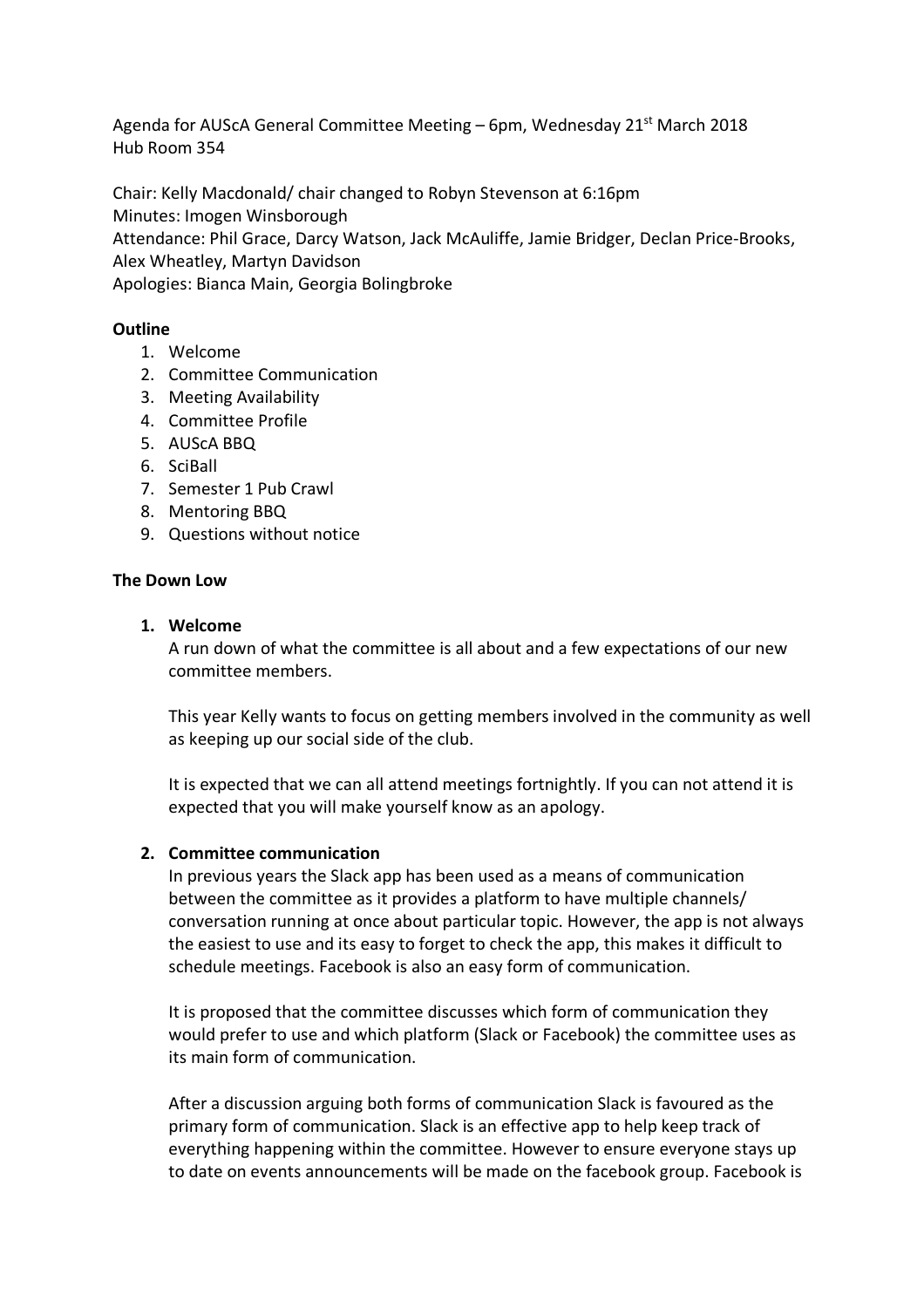Agenda for AUScA General Committee Meeting – 6pm, Wednesday 21st March 2018
Hub Room 354

Chair: Kelly Macdonald/ chair changed to Robyn Stevenson at 6:16pm
Minutes: Imogen Winsborough
Attendance: Phil Grace, Darcy Watson, Jack McAuliffe, Jamie Bridger, Declan Price-Brooks, Alex Wheatley, Martyn Davidson
Apologies: Bianca Main, Georgia Bolingbroke

**Outline**

1. Welcome
2. Committee Communication
3. Meeting Availability
4. Committee Profile
5. AUScA BBQ
6. SciBall
7. Semester 1 Pub Crawl
8. Mentoring BBQ
9. Questions without notice

**The Down Low**

1. **Welcome**

   A run down of what the committee is all about and a few expectations of our new committee members.

   This year Kelly wants to focus on getting members involved in the community as well as keeping up our social side of the club.

   It is expected that we can all attend meetings fortnightly. If you can not attend it is expected that you will make yourself know as an apology.

2. **Committee communication**

   In previous years the Slack app has been used as a means of communication between the committee as it provides a platform to have multiple channels/ conversation running at once about particular topic. However, the app is not always the easiest to use and its easy to forget to check the app, this makes it difficult to schedule meetings. Facebook is also an easy form of communication.

   It is proposed that the committee discusses which form of communication they would prefer to use and which platform (Slack or Facebook) the committee uses as its main form of communication.

   After a discussion arguing both forms of communication Slack is favoured as the primary form of communication. Slack is an effective app to help keep track of everything happening within the committee. However to ensure everyone stays up to date on events announcements will be made on the facebook group. Facebook is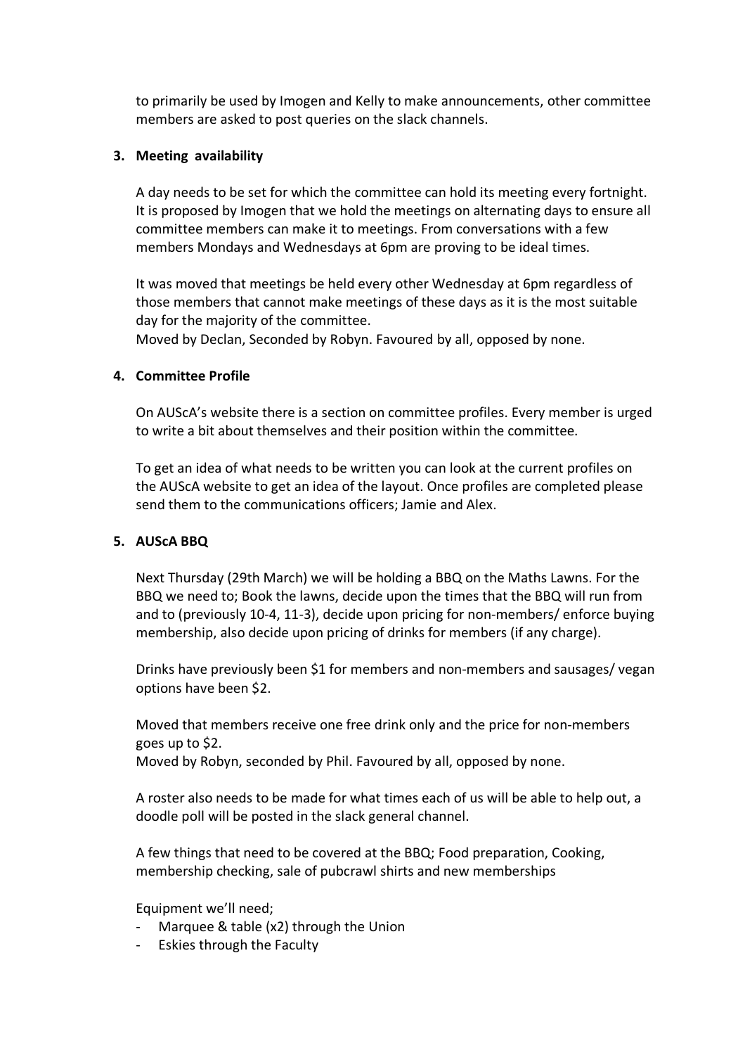to primarily be used by Imogen and Kelly to make announcements, other committee members are asked to post queries on the slack channels.

### 3. Meeting availability

A day needs to be set for which the committee can hold its meeting every fortnight. It is proposed by Imogen that we hold the meetings on alternating days to ensure all committee members can make it to meetings. From conversations with a few members Mondays and Wednesdays at 6pm are proving to be ideal times.

It was moved that meetings be held every other Wednesday at 6pm regardless of those members that cannot make meetings of these days as it is the most suitable day for the majority of the committee.
Moved by Declan, Seconded by Robyn. Favoured by all, opposed by none.

### 4. Committee Profile

On AUScA's website there is a section on committee profiles. Every member is urged to write a bit about themselves and their position within the committee.

To get an idea of what needs to be written you can look at the current profiles on the AUScA website to get an idea of the layout. Once profiles are completed please send them to the communications officers; Jamie and Alex.

### 5. AUScA BBQ

Next Thursday (29th March) we will be holding a BBQ on the Maths Lawns. For the BBQ we need to; Book the lawns, decide upon the times that the BBQ will run from and to (previously 10-4, 11-3), decide upon pricing for non-members/ enforce buying membership, also decide upon pricing of drinks for members (if any charge).

Drinks have previously been $1 for members and non-members and sausages/ vegan options have been $2.

Moved that members receive one free drink only and the price for non-members goes up to $2.
Moved by Robyn, seconded by Phil. Favoured by all, opposed by none.

A roster also needs to be made for what times each of us will be able to help out, a doodle poll will be posted in the slack general channel.

A few things that need to be covered at the BBQ; Food preparation, Cooking, membership checking, sale of pubcrawl shirts and new memberships

Equipment we'll need;

- Marquee & table (x2) through the Union
- Eskies through the Faculty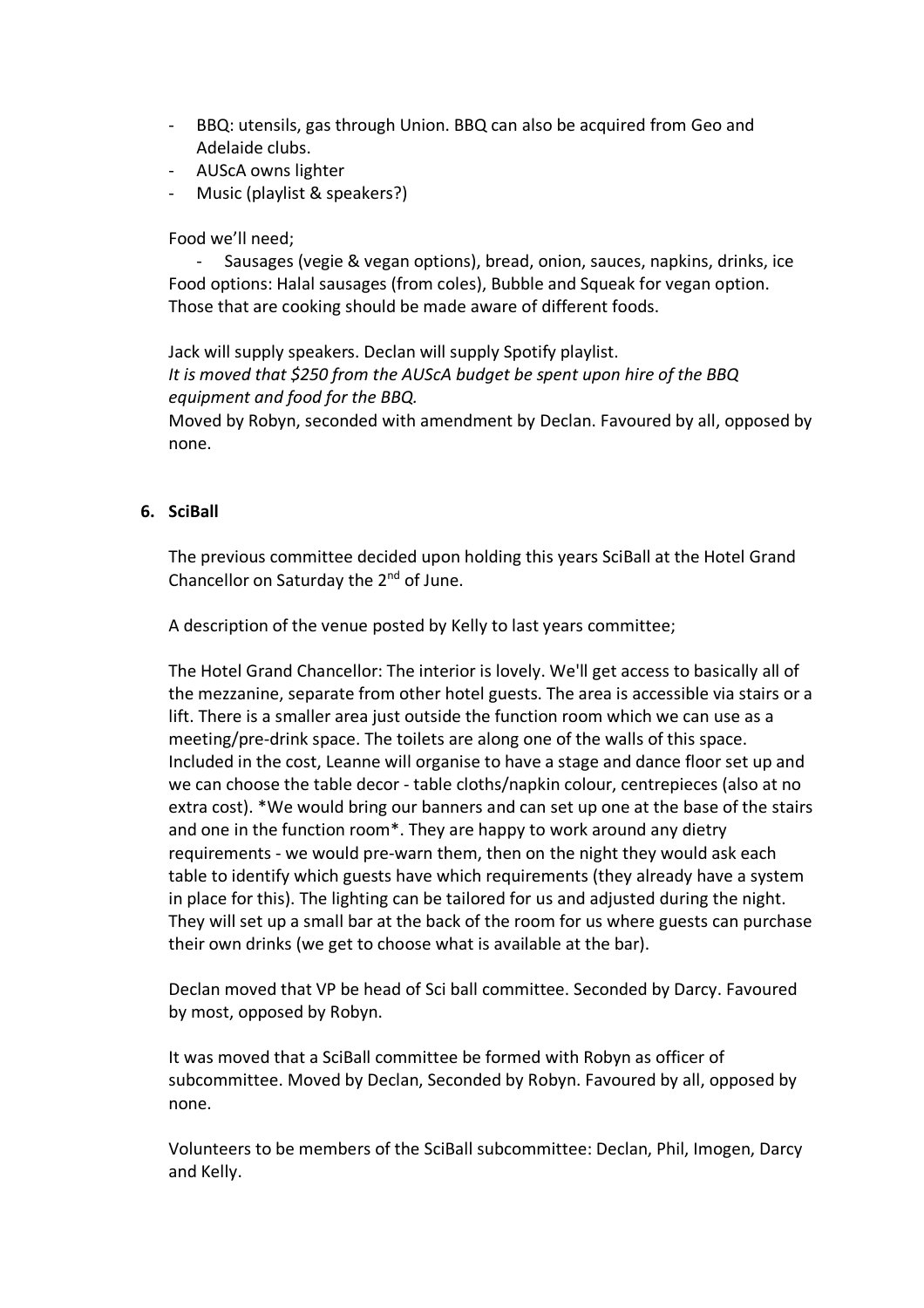- BBQ: utensils, gas through Union. BBQ can also be acquired from Geo and Adelaide clubs.
- AUScA owns lighter
- Music (playlist & speakers?)

Food we'll need;

- Sausages (vegie & vegan options), bread, onion, sauces, napkins, drinks, ice

Food options: Halal sausages (from coles), Bubble and Squeak for vegan option. Those that are cooking should be made aware of different foods.

Jack will supply speakers. Declan will supply Spotify playlist.

*It is moved that $250 from the AUScA budget be spent upon hire of the BBQ equipment and food for the BBQ.*

Moved by Robyn, seconded with amendment by Declan. Favoured by all, opposed by none.

**6. SciBall**

The previous committee decided upon holding this years SciBall at the Hotel Grand Chancellor on Saturday the 2nd of June.

A description of the venue posted by Kelly to last years committee;

The Hotel Grand Chancellor: The interior is lovely. We'll get access to basically all of the mezzanine, separate from other hotel guests. The area is accessible via stairs or a lift. There is a smaller area just outside the function room which we can use as a meeting/pre-drink space. The toilets are along one of the walls of this space. Included in the cost, Leanne will organise to have a stage and dance floor set up and we can choose the table decor - table cloths/napkin colour, centrepieces (also at no extra cost). *We would bring our banners and can set up one at the base of the stairs and one in the function room*. They are happy to work around any dietry requirements - we would pre-warn them, then on the night they would ask each table to identify which guests have which requirements (they already have a system in place for this). The lighting can be tailored for us and adjusted during the night. They will set up a small bar at the back of the room for us where guests can purchase their own drinks (we get to choose what is available at the bar).

Declan moved that VP be head of Sci ball committee. Seconded by Darcy. Favoured by most, opposed by Robyn.

It was moved that a SciBall committee be formed with Robyn as officer of subcommittee. Moved by Declan, Seconded by Robyn. Favoured by all, opposed by none.

Volunteers to be members of the SciBall subcommittee: Declan, Phil, Imogen, Darcy and Kelly.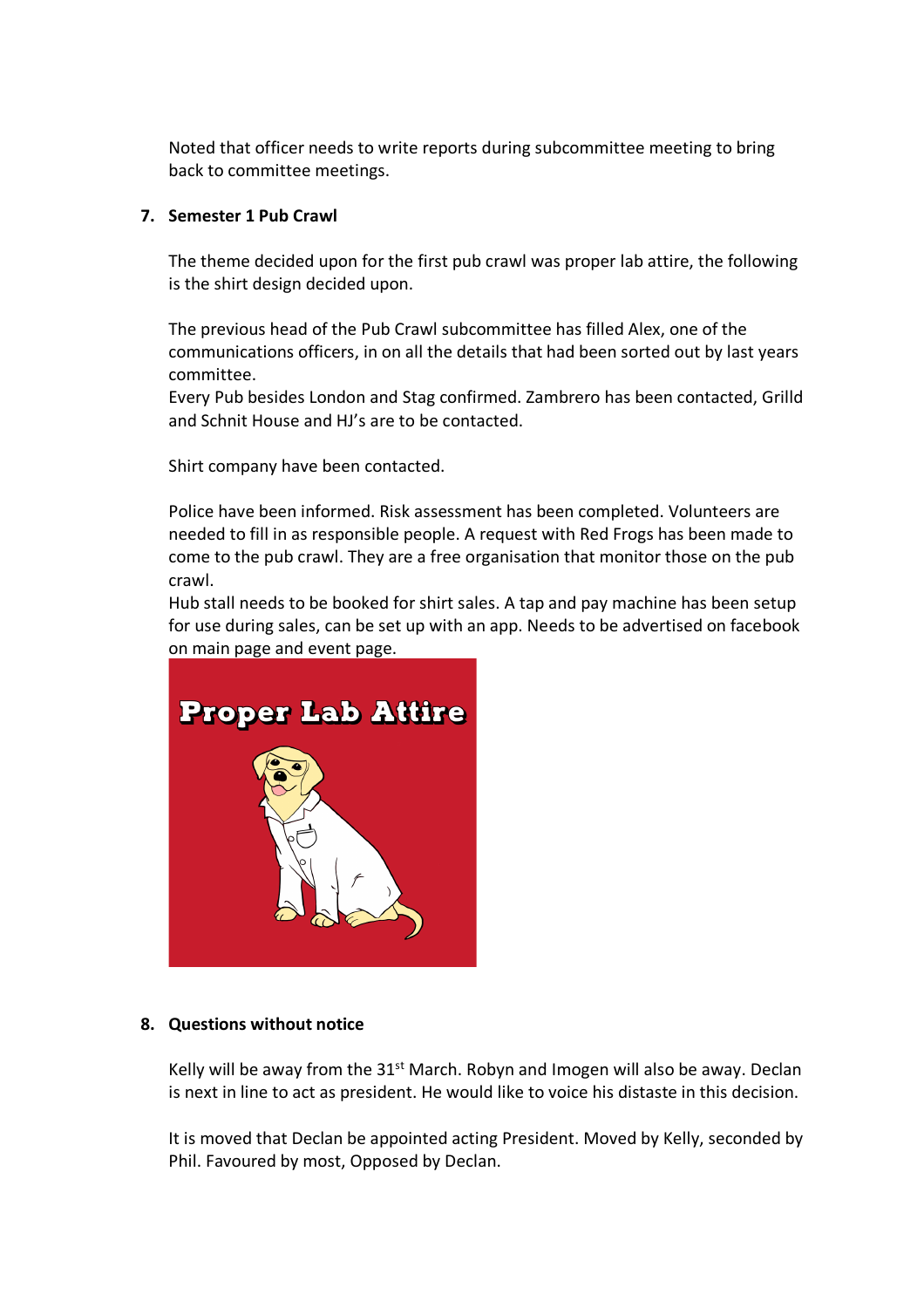Noted that officer needs to write reports during subcommittee meeting to bring back to committee meetings.

**7. Semester 1 Pub Crawl**

The theme decided upon for the first pub crawl was proper lab attire, the following is the shirt design decided upon.

The previous head of the Pub Crawl subcommittee has filled Alex, one of the communications officers, in on all the details that had been sorted out by last years committee.

Every Pub besides London and Stag confirmed. Zambrero has been contacted, Grilld and Schnit House and HJ's are to be contacted.

Shirt company have been contacted.

Police have been informed. Risk assessment has been completed. Volunteers are needed to fill in as responsible people. A request with Red Frogs has been made to come to the pub crawl. They are a free organisation that monitor those on the pub crawl.

Hub stall needs to be booked for shirt sales. A tap and pay machine has been setup for use during sales, can be set up with an app. Needs to be advertised on facebook on main page and event page.

**8. Questions without notice**

Kelly will be away from the 31st March. Robyn and Imogen will also be away. Declan is next in line to act as president. He would like to voice his distaste in this decision.

It is moved that Declan be appointed acting President. Moved by Kelly, seconded by Phil. Favoured by most, Opposed by Declan.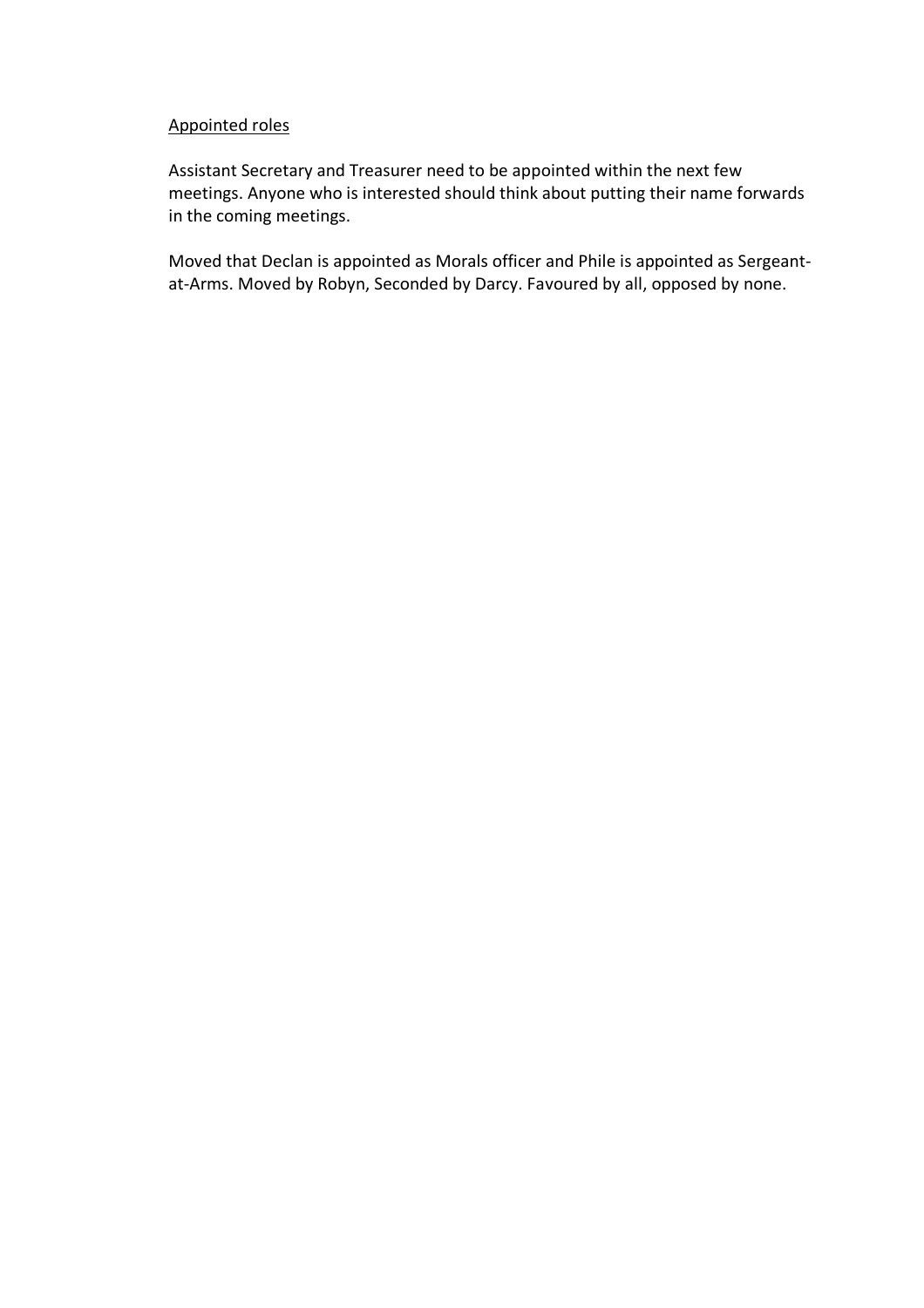Appointed roles

Assistant Secretary and Treasurer need to be appointed within the next few meetings. Anyone who is interested should think about putting their name forwards in the coming meetings.

Moved that Declan is appointed as Morals officer and Phile is appointed as Sergeant-at-Arms. Moved by Robyn, Seconded by Darcy. Favoured by all, opposed by none.